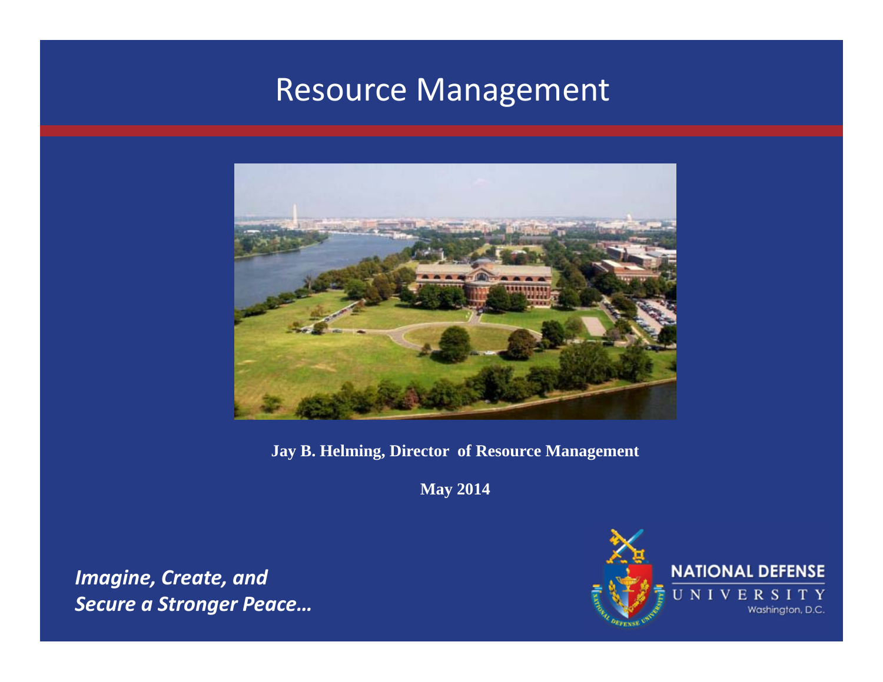# Resource Management

**Jay B. Helming, Director of Resource Management**

**May 2014**

***Imagine, Create, and Secure a Stronger Peace…***

NATIONAL DEFENSE UNIVERSITY
Washington, D.C.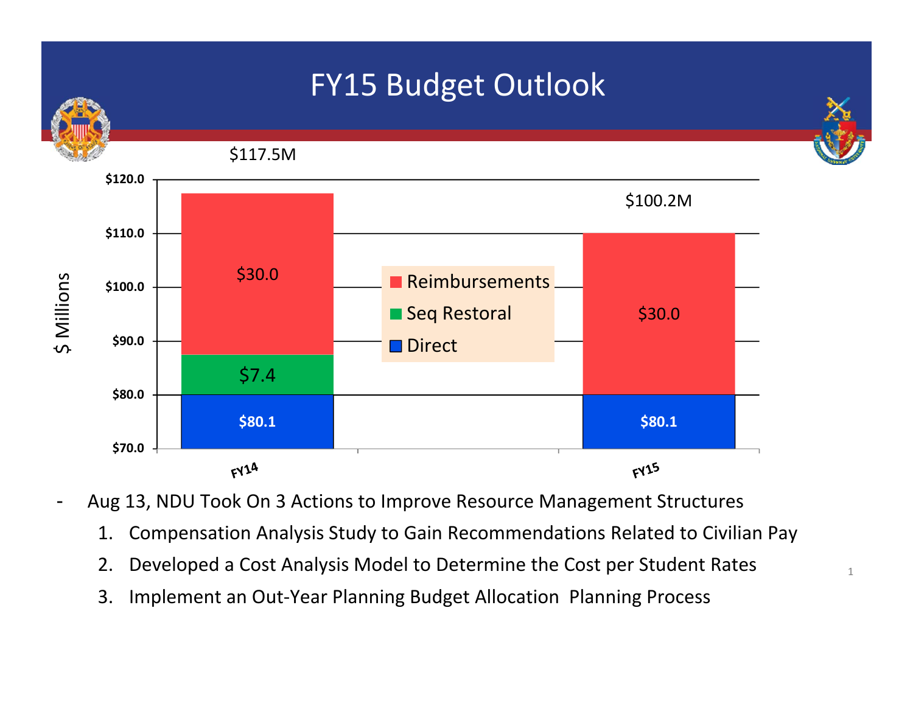# FY15 Budget Outlook

| | FY14 | FY15 |
|---|---|---|
| Reimbursements | $30.0 | $30.0 |
| Seq Restoral | $7.4 | |
| Direct | $80.1 | $80.1 |
| Total | $117.5M | $100.2M |

$ Millions

- Aug 13, NDU Took On 3 Actions to Improve Resource Management Structures
  1. Compensation Analysis Study to Gain Recommendations Related to Civilian Pay
  2. Developed a Cost Analysis Model to Determine the Cost per Student Rates
  3. Implement an Out-Year Planning Budget Allocation Planning Process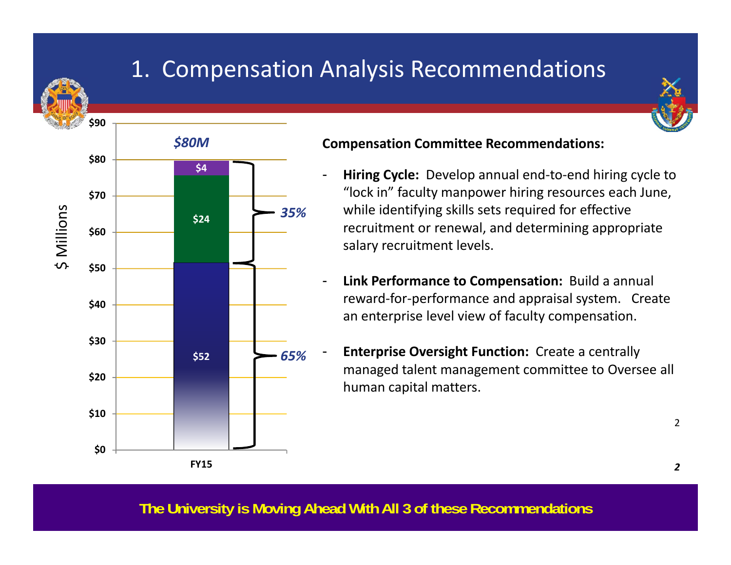# 1. Compensation Analysis Recommendations

$80M

| FY15 | $ Millions |
|---|---|
| $4 | 35% |
| $24 | |
| $52 | 65% |

**Compensation Committee Recommendations:**

- **Hiring Cycle:** Develop annual end-to-end hiring cycle to "lock in" faculty manpower hiring resources each June, while identifying skills sets required for effective recruitment or renewal, and determining appropriate salary recruitment levels.
- **Link Performance to Compensation:** Build a annual reward-for-performance and appraisal system. Create an enterprise level view of faculty compensation.
- **Enterprise Oversight Function:** Create a centrally managed talent management committee to Oversee all human capital matters.

**The University is Moving Ahead With All 3 of these Recommendations**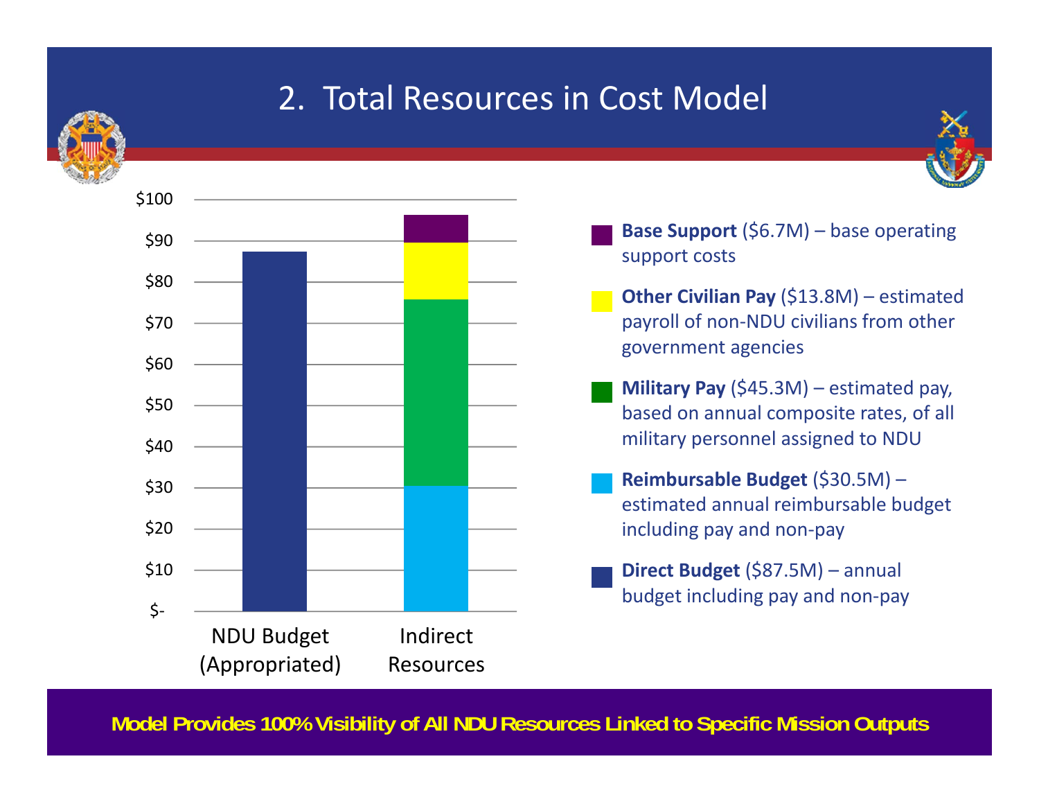# 2. Total Resources in Cost Model

| | NDU Budget (Appropriated) | Indirect Resources |
|---|---|---|
| Direct Budget | $87.5M | |
| Reimbursable Budget | | $30.5M |
| Military Pay | | $45.3M |
| Other Civilian Pay | | $13.8M |
| Base Support | | $6.7M |

- **Base Support** ($6.7M) – base operating support costs
- **Other Civilian Pay** ($13.8M) – estimated payroll of non-NDU civilians from other government agencies
- **Military Pay** ($45.3M) – estimated pay, based on annual composite rates, of all military personnel assigned to NDU
- **Reimbursable Budget** ($30.5M) – estimated annual reimbursable budget including pay and non-pay
- **Direct Budget** ($87.5M) – annual budget including pay and non-pay

**Model Provides 100% Visibility of All NDU Resources Linked to Specific Mission Outputs**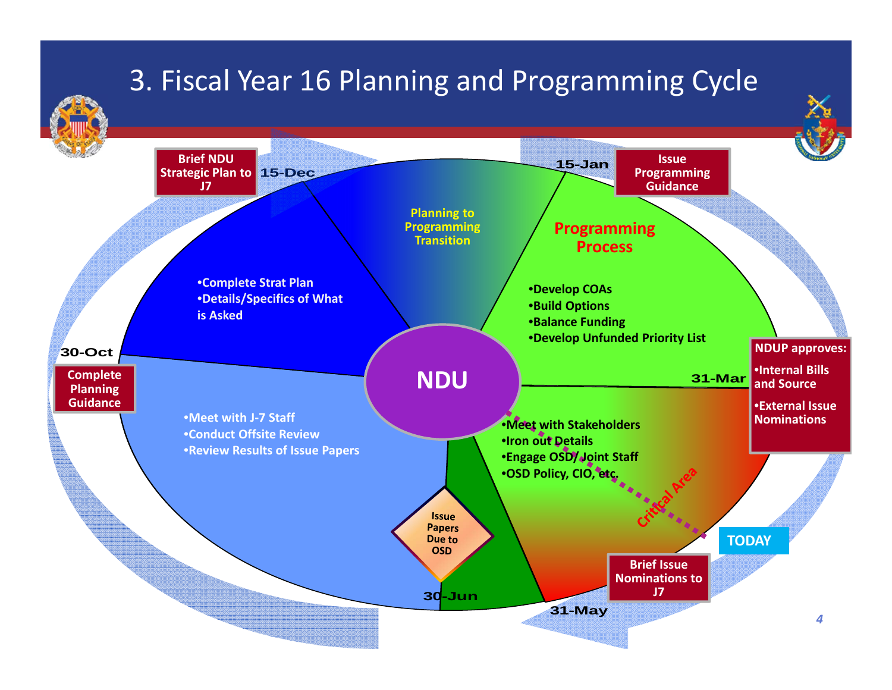# 3. Fiscal Year 16 Planning and Programming Cycle

**Brief NDU Strategic Plan to J7** — 15-Dec

**Issue Programming Guidance** — 15-Jan

**Complete Planning Guidance** — 30-Oct

**NDUP approves:**
- Internal Bills and Source
- External Issue Nominations

— 31-Mar

**Brief Issue Nominations to J7** — 31-May

**Issue Papers Due to OSD** — 30-Jun

## NDU

**Planning to Programming Transition** (15-Dec – 15-Jan)

**Programming Process** (15-Jan – 31-Mar)
- Develop COAs
- Build Options
- Balance Funding
- Develop Unfunded Priority List

(31-Mar – 31-May)
- Meet with Stakeholders
- Iron out Details
- Engage OSD/ Joint Staff
- OSD Policy, CIO, etc.

Critical Area

TODAY

(30-Jun – 30-Oct)
- Meet with J-7 Staff
- Conduct Offsite Review
- Review Results of Issue Papers

(30-Oct – 15-Dec)
- Complete Strat Plan
- Details/Specifics of What is Asked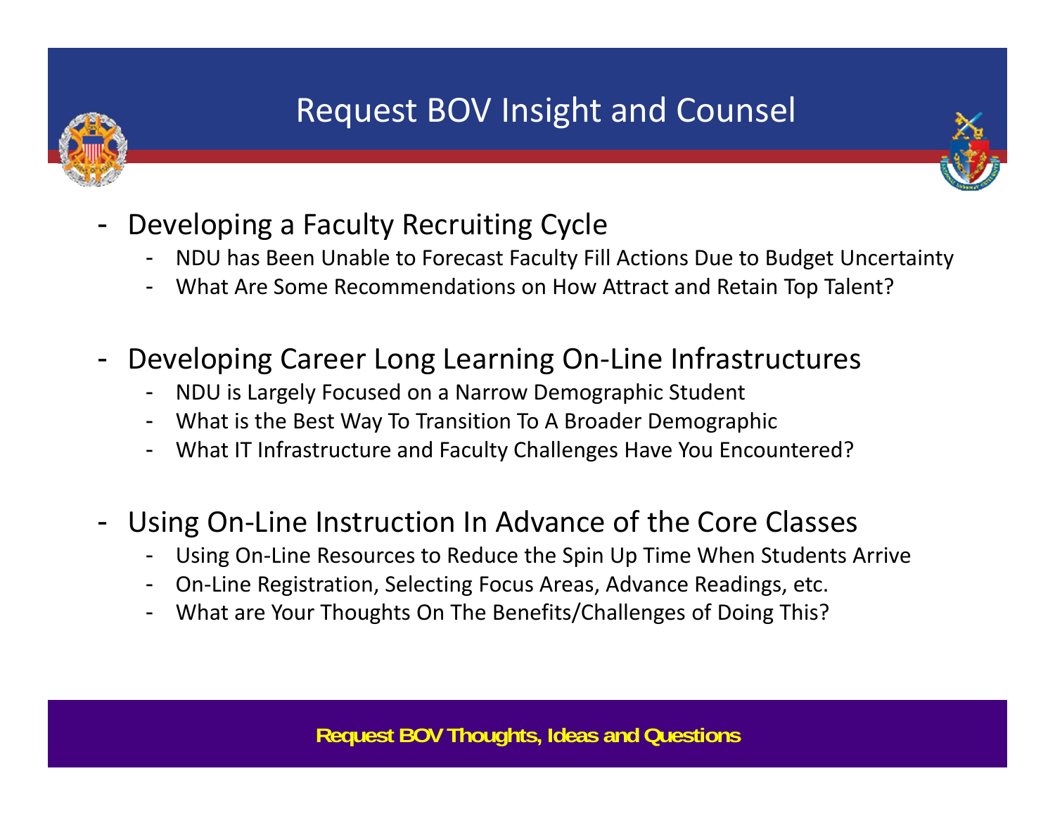# Request BOV Insight and Counsel

- Developing a Faculty Recruiting Cycle
  - NDU has Been Unable to Forecast Faculty Fill Actions Due to Budget Uncertainty
  - What Are Some Recommendations on How Attract and Retain Top Talent?
- Developing Career Long Learning On-Line Infrastructures
  - NDU is Largely Focused on a Narrow Demographic Student
  - What is the Best Way To Transition To A Broader Demographic
  - What IT Infrastructure and Faculty Challenges Have You Encountered?
- Using On-Line Instruction In Advance of the Core Classes
  - Using On-Line Resources to Reduce the Spin Up Time When Students Arrive
  - On-Line Registration, Selecting Focus Areas, Advance Readings, etc.
  - What are Your Thoughts On The Benefits/Challenges of Doing This?

**Request BOV Thoughts, Ideas and Questions**